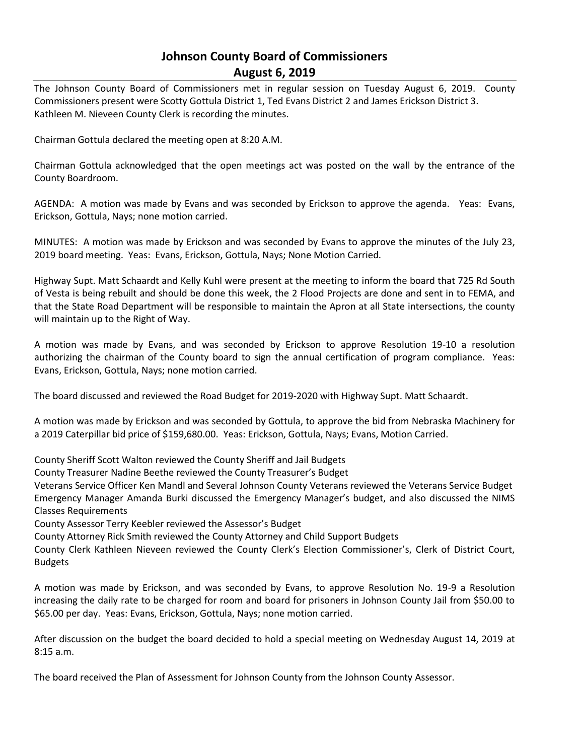# Johnson County Board of Commissioners
## August 6, 2019

The Johnson County Board of Commissioners met in regular session on Tuesday August 6, 2019. County Commissioners present were Scotty Gottula District 1, Ted Evans District 2 and James Erickson District 3. Kathleen M. Nieveen County Clerk is recording the minutes.

Chairman Gottula declared the meeting open at 8:20 A.M.

Chairman Gottula acknowledged that the open meetings act was posted on the wall by the entrance of the County Boardroom.

AGENDA: A motion was made by Evans and was seconded by Erickson to approve the agenda. Yeas: Evans, Erickson, Gottula, Nays; none motion carried.

MINUTES: A motion was made by Erickson and was seconded by Evans to approve the minutes of the July 23, 2019 board meeting. Yeas: Evans, Erickson, Gottula, Nays; None Motion Carried.

Highway Supt. Matt Schaardt and Kelly Kuhl were present at the meeting to inform the board that 725 Rd South of Vesta is being rebuilt and should be done this week, the 2 Flood Projects are done and sent in to FEMA, and that the State Road Department will be responsible to maintain the Apron at all State intersections, the county will maintain up to the Right of Way.

A motion was made by Evans, and was seconded by Erickson to approve Resolution 19-10 a resolution authorizing the chairman of the County board to sign the annual certification of program compliance. Yeas: Evans, Erickson, Gottula, Nays; none motion carried.

The board discussed and reviewed the Road Budget for 2019-2020 with Highway Supt. Matt Schaardt.

A motion was made by Erickson and was seconded by Gottula, to approve the bid from Nebraska Machinery for a 2019 Caterpillar bid price of $159,680.00. Yeas: Erickson, Gottula, Nays; Evans, Motion Carried.

County Sheriff Scott Walton reviewed the County Sheriff and Jail Budgets
County Treasurer Nadine Beethe reviewed the County Treasurer's Budget
Veterans Service Officer Ken Mandl and Several Johnson County Veterans reviewed the Veterans Service Budget
Emergency Manager Amanda Burki discussed the Emergency Manager's budget, and also discussed the NIMS Classes Requirements
County Assessor Terry Keebler reviewed the Assessor's Budget
County Attorney Rick Smith reviewed the County Attorney and Child Support Budgets
County Clerk Kathleen Nieveen reviewed the County Clerk's Election Commissioner's, Clerk of District Court, Budgets

A motion was made by Erickson, and was seconded by Evans, to approve Resolution No. 19-9 a Resolution increasing the daily rate to be charged for room and board for prisoners in Johnson County Jail from $50.00 to $65.00 per day. Yeas: Evans, Erickson, Gottula, Nays; none motion carried.

After discussion on the budget the board decided to hold a special meeting on Wednesday August 14, 2019 at 8:15 a.m.

The board received the Plan of Assessment for Johnson County from the Johnson County Assessor.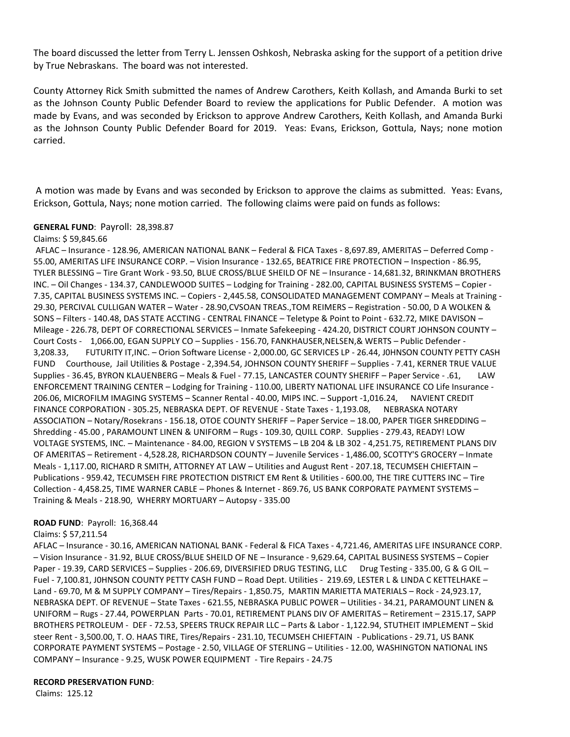The board discussed the letter from Terry L. Jenssen Oshkosh, Nebraska asking for the support of a petition drive by True Nebraskans. The board was not interested.

County Attorney Rick Smith submitted the names of Andrew Carothers, Keith Kollash, and Amanda Burki to set as the Johnson County Public Defender Board to review the applications for Public Defender. A motion was made by Evans, and was seconded by Erickson to approve Andrew Carothers, Keith Kollash, and Amanda Burki as the Johnson County Public Defender Board for 2019. Yeas: Evans, Erickson, Gottula, Nays; none motion carried.

A motion was made by Evans and was seconded by Erickson to approve the claims as submitted. Yeas: Evans, Erickson, Gottula, Nays; none motion carried. The following claims were paid on funds as follows:

**GENERAL FUND**: Payroll: 28,398.87

Claims: $ 59,845.66

AFLAC – Insurance - 128.96, AMERICAN NATIONAL BANK – Federal & FICA Taxes - 8,697.89, AMERITAS – Deferred Comp - 55.00, AMERITAS LIFE INSURANCE CORP. – Vision Insurance - 132.65, BEATRICE FIRE PROTECTION – Inspection - 86.95, TYLER BLESSING – Tire Grant Work - 93.50, BLUE CROSS/BLUE SHEILD OF NE – Insurance - 14,681.32, BRINKMAN BROTHERS INC. – Oil Changes - 134.37, CANDLEWOOD SUITES – Lodging for Training - 282.00, CAPITAL BUSINESS SYSTEMS – Copier - 7.35, CAPITAL BUSINESS SYSTEMS INC. – Copiers - 2,445.58, CONSOLIDATED MANAGEMENT COMPANY – Meals at Training - 29.30, PERCIVAL CULLIGAN WATER – Water - 28.90,CVSOAN TREAS.,TOM REIMERS – Registration - 50.00, D A WOLKEN & SONS – Filters - 140.48, DAS STATE ACCTING - CENTRAL FINANCE – Teletype & Point to Point - 632.72, MIKE DAVISON – Mileage - 226.78, DEPT OF CORRECTIONAL SERVICES – Inmate Safekeeping - 424.20, DISTRICT COURT JOHNSON COUNTY – Court Costs - 1,066.00, EGAN SUPPLY CO – Supplies - 156.70, FANKHAUSER,NELSEN,& WERTS – Public Defender - 3,208.33, FUTURITY IT,INC. – Orion Software License - 2,000.00, GC SERVICES LP - 26.44, J0HNSON COUNTY PETTY CASH FUND Courthouse, Jail Utilities & Postage - 2,394.54, JOHNSON COUNTY SHERIFF – Supplies - 7.41, KERNER TRUE VALUE Supplies - 36.45, BYRON KLAUENBERG – Meals & Fuel - 77.15, LANCASTER COUNTY SHERIFF – Paper Service - .61, LAW ENFORCEMENT TRAINING CENTER – Lodging for Training - 110.00, LIBERTY NATIONAL LIFE INSURANCE CO Life Insurance - 206.06, MICROFILM IMAGING SYSTEMS – Scanner Rental - 40.00, MIPS INC. – Support -1,016.24, NAVIENT CREDIT FINANCE CORPORATION - 305.25, NEBRASKA DEPT. OF REVENUE - State Taxes - 1,193.08, NEBRASKA NOTARY ASSOCIATION – Notary/Rosekrans - 156.18, OTOE COUNTY SHERIFF – Paper Service – 18.00, PAPER TIGER SHREDDING – Shredding - 45.00 , PARAMOUNT LINEN & UNIFORM – Rugs - 109.30, QUILL CORP. Supplies - 279.43, READY! LOW VOLTAGE SYSTEMS, INC. – Maintenance - 84.00, REGION V SYSTEMS – LB 204 & LB 302 - 4,251.75, RETIREMENT PLANS DIV OF AMERITAS – Retirement - 4,528.28, RICHARDSON COUNTY – Juvenile Services - 1,486.00, SCOTTY'S GROCERY – Inmate Meals - 1,117.00, RICHARD R SMITH, ATTORNEY AT LAW – Utilities and August Rent - 207.18, TECUMSEH CHIEFTAIN – Publications - 959.42, TECUMSEH FIRE PROTECTION DISTRICT EM Rent & Utilities - 600.00, THE TIRE CUTTERS INC – Tire Collection - 4,458.25, TIME WARNER CABLE – Phones & Internet - 869.76, US BANK CORPORATE PAYMENT SYSTEMS – Training & Meals - 218.90, WHERRY MORTUARY – Autopsy - 335.00

**ROAD FUND**: Payroll: 16,368.44

Claims: $ 57,211.54

AFLAC – Insurance - 30.16, AMERICAN NATIONAL BANK - Federal & FICA Taxes - 4,721.46, AMERITAS LIFE INSURANCE CORP. – Vision Insurance - 31.92, BLUE CROSS/BLUE SHEILD OF NE – Insurance - 9,629.64, CAPITAL BUSINESS SYSTEMS – Copier Paper - 19.39, CARD SERVICES – Supplies - 206.69, DIVERSIFIED DRUG TESTING, LLC Drug Testing - 335.00, G & G OIL – Fuel - 7,100.81, J0HNSON COUNTY PETTY CASH FUND – Road Dept. Utilities - 219.69, LESTER L & LINDA C KETTELHAKE – Land - 69.70, M & M SUPPLY COMPANY – Tires/Repairs - 1,850.75, MARTIN MARIETTA MATERIALS – Rock - 24,923.17, NEBRASKA DEPT. OF REVENUE – State Taxes - 621.55, NEBRASKA PUBLIC POWER – Utilities - 34.21, PARAMOUNT LINEN & UNIFORM – Rugs - 27.44, POWERPLAN Parts - 70.01, RETIREMENT PLANS DIV OF AMERITAS – Retirement – 2315.17, SAPP BROTHERS PETROLEUM - DEF - 72.53, SPEERS TRUCK REPAIR LLC – Parts & Labor - 1,122.94, STUTHEIT IMPLEMENT – Skid steer Rent - 3,500.00, T. O. HAAS TIRE, Tires/Repairs - 231.10, TECUMSEH CHIEFTAIN - Publications - 29.71, US BANK CORPORATE PAYMENT SYSTEMS – Postage - 2.50, VILLAGE OF STERLING – Utilities - 12.00, WASHINGTON NATIONAL INS COMPANY – Insurance - 9.25, WUSK POWER EQUIPMENT - Tire Repairs - 24.75

**RECORD PRESERVATION FUND**:

Claims: 125.12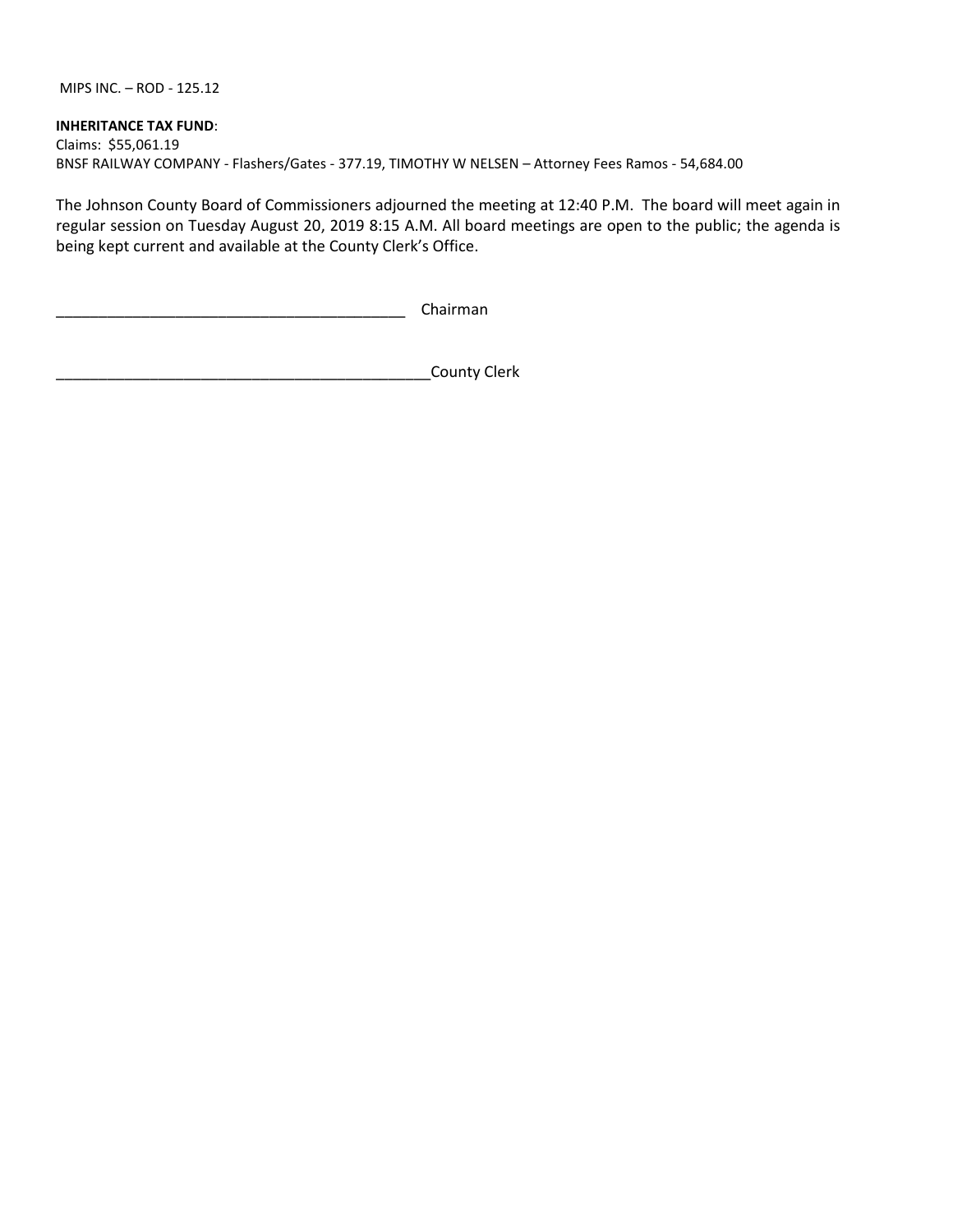MIPS INC. – ROD - 125.12

**INHERITANCE TAX FUND**:
Claims: $55,061.19
BNSF RAILWAY COMPANY - Flashers/Gates - 377.19, TIMOTHY W NELSEN – Attorney Fees Ramos - 54,684.00

The Johnson County Board of Commissioners adjourned the meeting at 12:40 P.M. The board will meet again in regular session on Tuesday August 20, 2019 8:15 A.M. All board meetings are open to the public; the agenda is being kept current and available at the County Clerk's Office.

__________________________________________ Chairman

______________________________________________County Clerk